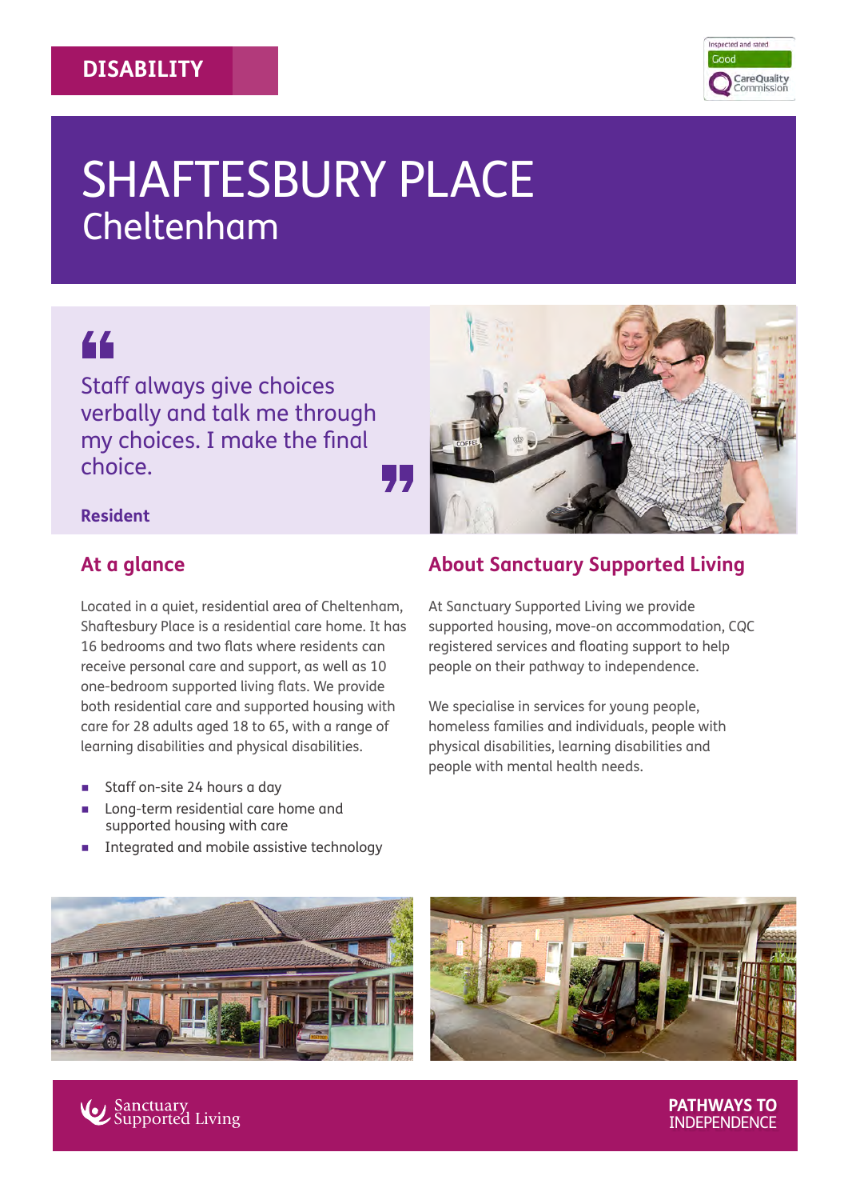DISABILITY

# SHAFTESBURY PLACE
## Cheltenham

> Staff always give choices verbally and talk me through my choices. I make the final choice.

**Resident**

## At a glance

Located in a quiet, residential area of Cheltenham, Shaftesbury Place is a residential care home. It has 16 bedrooms and two flats where residents can receive personal care and support, as well as 10 one-bedroom supported living flats. We provide both residential care and supported housing with care for 28 adults aged 18 to 65, with a range of learning disabilities and physical disabilities.

- Staff on-site 24 hours a day
- Long-term residential care home and supported housing with care
- Integrated and mobile assistive technology

## About Sanctuary Supported Living

At Sanctuary Supported Living we provide supported housing, move-on accommodation, CQC registered services and floating support to help people on their pathway to independence.

We specialise in services for young people, homeless families and individuals, people with physical disabilities, learning disabilities and people with mental health needs.

Sanctuary Supported Living

PATHWAYS TO INDEPENDENCE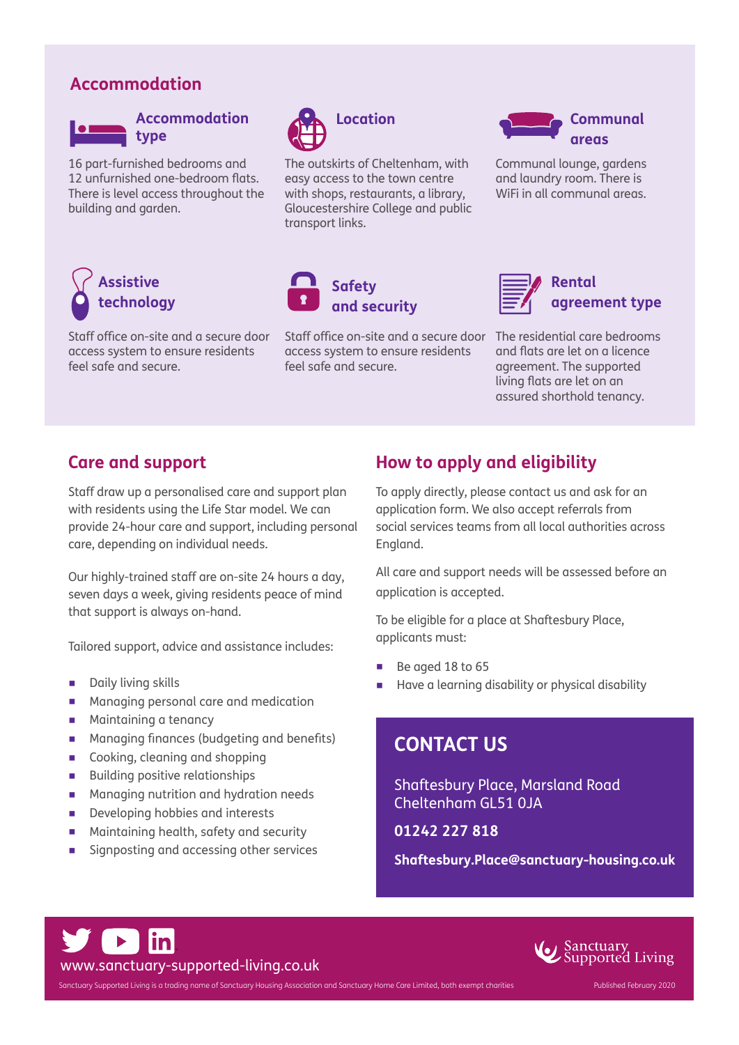## Accommodation

### Accommodation type

16 part-furnished bedrooms and 12 unfurnished one-bedroom flats. There is level access throughout the building and garden.

### Location

The outskirts of Cheltenham, with easy access to the town centre with shops, restaurants, a library, Gloucestershire College and public transport links.

### Communal areas

Communal lounge, gardens and laundry room. There is WiFi in all communal areas.

### Assistive technology

Staff office on-site and a secure door access system to ensure residents feel safe and secure.

### Safety and security

Staff office on-site and a secure door access system to ensure residents feel safe and secure.

### Rental agreement type

The residential care bedrooms and flats are let on a licence agreement. The supported living flats are let on an assured shorthold tenancy.

## Care and support

Staff draw up a personalised care and support plan with residents using the Life Star model. We can provide 24-hour care and support, including personal care, depending on individual needs.

Our highly-trained staff are on-site 24 hours a day, seven days a week, giving residents peace of mind that support is always on-hand.

Tailored support, advice and assistance includes:

- Daily living skills
- Managing personal care and medication
- Maintaining a tenancy
- Managing finances (budgeting and benefits)
- Cooking, cleaning and shopping
- Building positive relationships
- Managing nutrition and hydration needs
- Developing hobbies and interests
- Maintaining health, safety and security
- Signposting and accessing other services

## How to apply and eligibility

To apply directly, please contact us and ask for an application form. We also accept referrals from social services teams from all local authorities across England.

All care and support needs will be assessed before an application is accepted.

To be eligible for a place at Shaftesbury Place, applicants must:

- Be aged 18 to 65
- Have a learning disability or physical disability

## CONTACT US

Shaftesbury Place, Marsland Road
Cheltenham GL51 0JA

**01242 227 818**

**Shaftesbury.Place@sanctuary-housing.co.uk**

www.sanctuary-supported-living.co.uk

Sanctuary Supported Living

Sanctuary Supported Living is a trading name of Sanctuary Housing Association and Sanctuary Home Care Limited, both exempt charities

Published February 2020